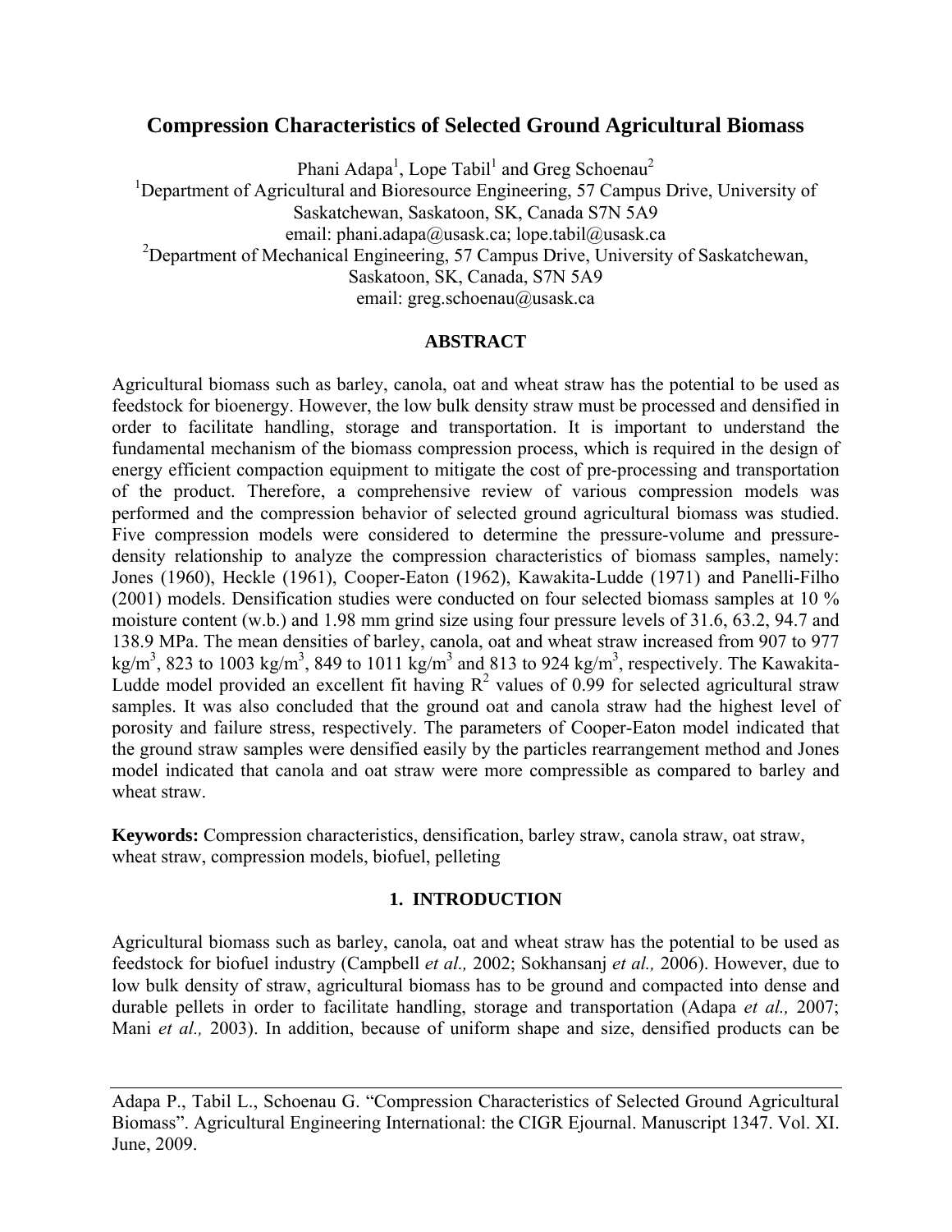# Compression Characteristics of Selected Ground Agricultural Biomass

Phani Adapa[1], Lope Tabil[1] and Greg Schoenau[2]

[1]Department of Agricultural and Bioresource Engineering, 57 Campus Drive, University of Saskatchewan, Saskatoon, SK, Canada S7N 5A9

email: phani.adapa@usask.ca; lope.tabil@usask.ca

[2]Department of Mechanical Engineering, 57 Campus Drive, University of Saskatchewan, Saskatoon, SK, Canada, S7N 5A9

email: greg.schoenau@usask.ca

## ABSTRACT

Agricultural biomass such as barley, canola, oat and wheat straw has the potential to be used as feedstock for bioenergy. However, the low bulk density straw must be processed and densified in order to facilitate handling, storage and transportation. It is important to understand the fundamental mechanism of the biomass compression process, which is required in the design of energy efficient compaction equipment to mitigate the cost of pre-processing and transportation of the product. Therefore, a comprehensive review of various compression models was performed and the compression behavior of selected ground agricultural biomass was studied. Five compression models were considered to determine the pressure-volume and pressure-density relationship to analyze the compression characteristics of biomass samples, namely: Jones (1960), Heckle (1961), Cooper-Eaton (1962), Kawakita-Ludde (1971) and Panelli-Filho (2001) models. Densification studies were conducted on four selected biomass samples at 10 % moisture content (w.b.) and 1.98 mm grind size using four pressure levels of 31.6, 63.2, 94.7 and 138.9 MPa. The mean densities of barley, canola, oat and wheat straw increased from 907 to 977 kg/m$^3$, 823 to 1003 kg/m$^3$, 849 to 1011 kg/m$^3$ and 813 to 924 kg/m$^3$, respectively. The Kawakita-Ludde model provided an excellent fit having $R^2$ values of 0.99 for selected agricultural straw samples. It was also concluded that the ground oat and canola straw had the highest level of porosity and failure stress, respectively. The parameters of Cooper-Eaton model indicated that the ground straw samples were densified easily by the particles rearrangement method and Jones model indicated that canola and oat straw were more compressible as compared to barley and wheat straw.

**Keywords:** Compression characteristics, densification, barley straw, canola straw, oat straw, wheat straw, compression models, biofuel, pelleting

## 1. INTRODUCTION

Agricultural biomass such as barley, canola, oat and wheat straw has the potential to be used as feedstock for biofuel industry (Campbell *et al.,* 2002; Sokhansanj *et al.,* 2006). However, due to low bulk density of straw, agricultural biomass has to be ground and compacted into dense and durable pellets in order to facilitate handling, storage and transportation (Adapa *et al.,* 2007; Mani *et al.,* 2003). In addition, because of uniform shape and size, densified products can be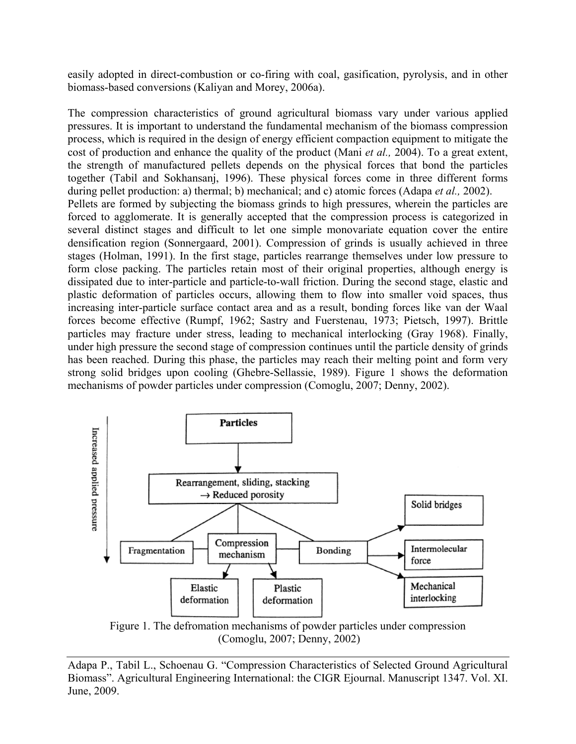easily adopted in direct-combustion or co-firing with coal, gasification, pyrolysis, and in other biomass-based conversions (Kaliyan and Morey, 2006a).

The compression characteristics of ground agricultural biomass vary under various applied pressures. It is important to understand the fundamental mechanism of the biomass compression process, which is required in the design of energy efficient compaction equipment to mitigate the cost of production and enhance the quality of the product (Mani *et al.,* 2004). To a great extent, the strength of manufactured pellets depends on the physical forces that bond the particles together (Tabil and Sokhansanj, 1996). These physical forces come in three different forms during pellet production: a) thermal; b) mechanical; and c) atomic forces (Adapa *et al.,* 2002).

Pellets are formed by subjecting the biomass grinds to high pressures, wherein the particles are forced to agglomerate. It is generally accepted that the compression process is categorized in several distinct stages and difficult to let one simple monovariate equation cover the entire densification region (Sonnergaard, 2001). Compression of grinds is usually achieved in three stages (Holman, 1991). In the first stage, particles rearrange themselves under low pressure to form close packing. The particles retain most of their original properties, although energy is dissipated due to inter-particle and particle-to-wall friction. During the second stage, elastic and plastic deformation of particles occurs, allowing them to flow into smaller void spaces, thus increasing inter-particle surface contact area and as a result, bonding forces like van der Waal forces become effective (Rumpf, 1962; Sastry and Fuerstenau, 1973; Pietsch, 1997). Brittle particles may fracture under stress, leading to mechanical interlocking (Gray 1968). Finally, under high pressure the second stage of compression continues until the particle density of grinds has been reached. During this phase, the particles may reach their melting point and form very strong solid bridges upon cooling (Ghebre-Sellassie, 1989). Figure 1 shows the deformation mechanisms of powder particles under compression (Comoglu, 2007; Denny, 2002).

Increased applied pressure

Particles

Rearrangement, sliding, stacking → Reduced porosity

Fragmentation — Compression mechanism — Bonding

Elastic deformation; Plastic deformation

Solid bridges; Intermolecular force; Mechanical interlocking

Figure 1. The defromation mechanisms of powder particles under compression (Comoglu, 2007; Denny, 2002)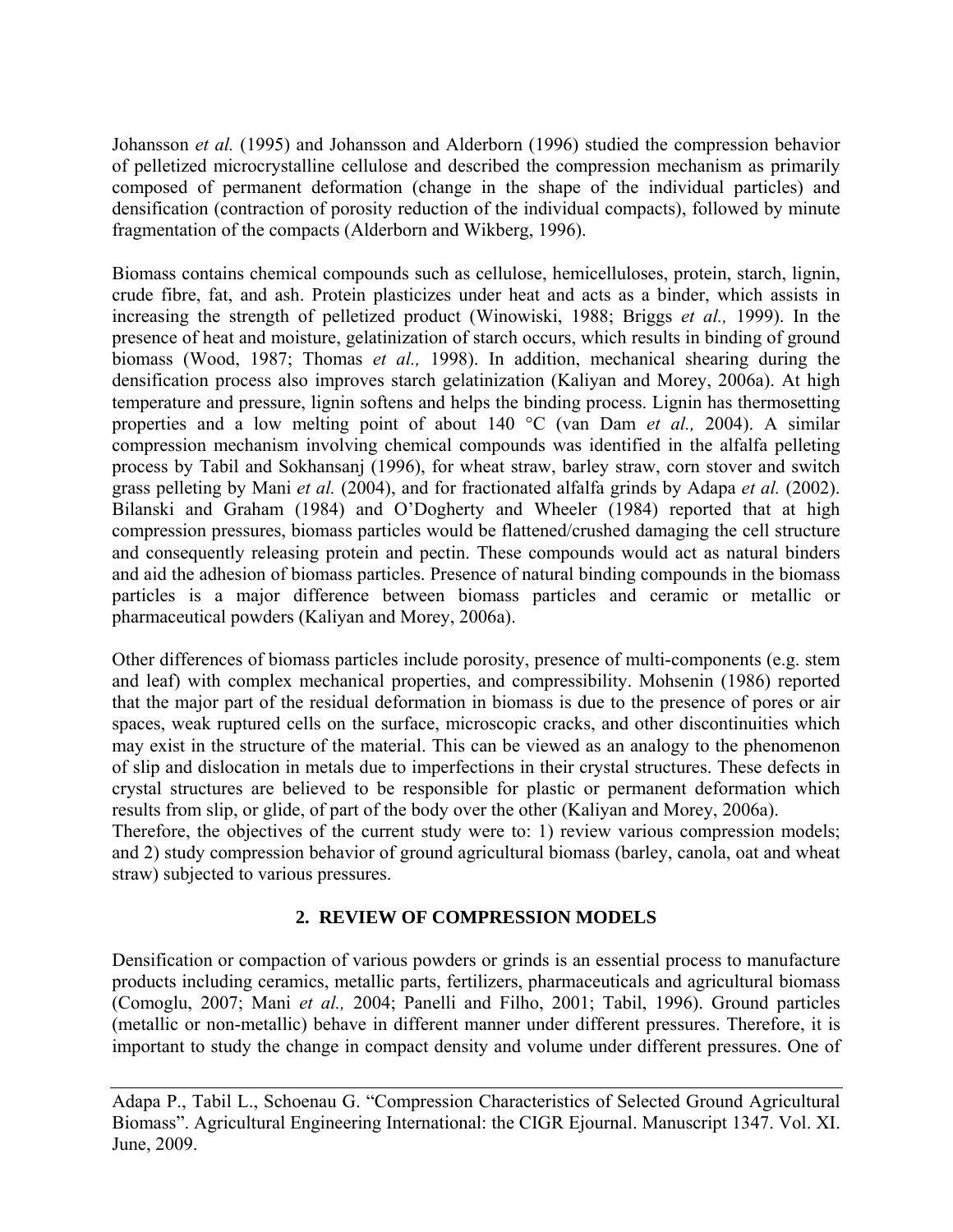Johansson *et al.* (1995) and Johansson and Alderborn (1996) studied the compression behavior of pelletized microcrystalline cellulose and described the compression mechanism as primarily composed of permanent deformation (change in the shape of the individual particles) and densification (contraction of porosity reduction of the individual compacts), followed by minute fragmentation of the compacts (Alderborn and Wikberg, 1996).

Biomass contains chemical compounds such as cellulose, hemicelluloses, protein, starch, lignin, crude fibre, fat, and ash. Protein plasticizes under heat and acts as a binder, which assists in increasing the strength of pelletized product (Winowiski, 1988; Briggs *et al.,* 1999). In the presence of heat and moisture, gelatinization of starch occurs, which results in binding of ground biomass (Wood, 1987; Thomas *et al.,* 1998). In addition, mechanical shearing during the densification process also improves starch gelatinization (Kaliyan and Morey, 2006a). At high temperature and pressure, lignin softens and helps the binding process. Lignin has thermosetting properties and a low melting point of about 140 °C (van Dam *et al.,* 2004). A similar compression mechanism involving chemical compounds was identified in the alfalfa pelleting process by Tabil and Sokhansanj (1996), for wheat straw, barley straw, corn stover and switch grass pelleting by Mani *et al.* (2004), and for fractionated alfalfa grinds by Adapa *et al.* (2002). Bilanski and Graham (1984) and O'Dogherty and Wheeler (1984) reported that at high compression pressures, biomass particles would be flattened/crushed damaging the cell structure and consequently releasing protein and pectin. These compounds would act as natural binders and aid the adhesion of biomass particles. Presence of natural binding compounds in the biomass particles is a major difference between biomass particles and ceramic or metallic or pharmaceutical powders (Kaliyan and Morey, 2006a).

Other differences of biomass particles include porosity, presence of multi-components (e.g. stem and leaf) with complex mechanical properties, and compressibility. Mohsenin (1986) reported that the major part of the residual deformation in biomass is due to the presence of pores or air spaces, weak ruptured cells on the surface, microscopic cracks, and other discontinuities which may exist in the structure of the material. This can be viewed as an analogy to the phenomenon of slip and dislocation in metals due to imperfections in their crystal structures. These defects in crystal structures are believed to be responsible for plastic or permanent deformation which results from slip, or glide, of part of the body over the other (Kaliyan and Morey, 2006a).
Therefore, the objectives of the current study were to: 1) review various compression models; and 2) study compression behavior of ground agricultural biomass (barley, canola, oat and wheat straw) subjected to various pressures.

## 2. REVIEW OF COMPRESSION MODELS

Densification or compaction of various powders or grinds is an essential process to manufacture products including ceramics, metallic parts, fertilizers, pharmaceuticals and agricultural biomass (Comoglu, 2007; Mani *et al.,* 2004; Panelli and Filho, 2001; Tabil, 1996). Ground particles (metallic or non-metallic) behave in different manner under different pressures. Therefore, it is important to study the change in compact density and volume under different pressures. One of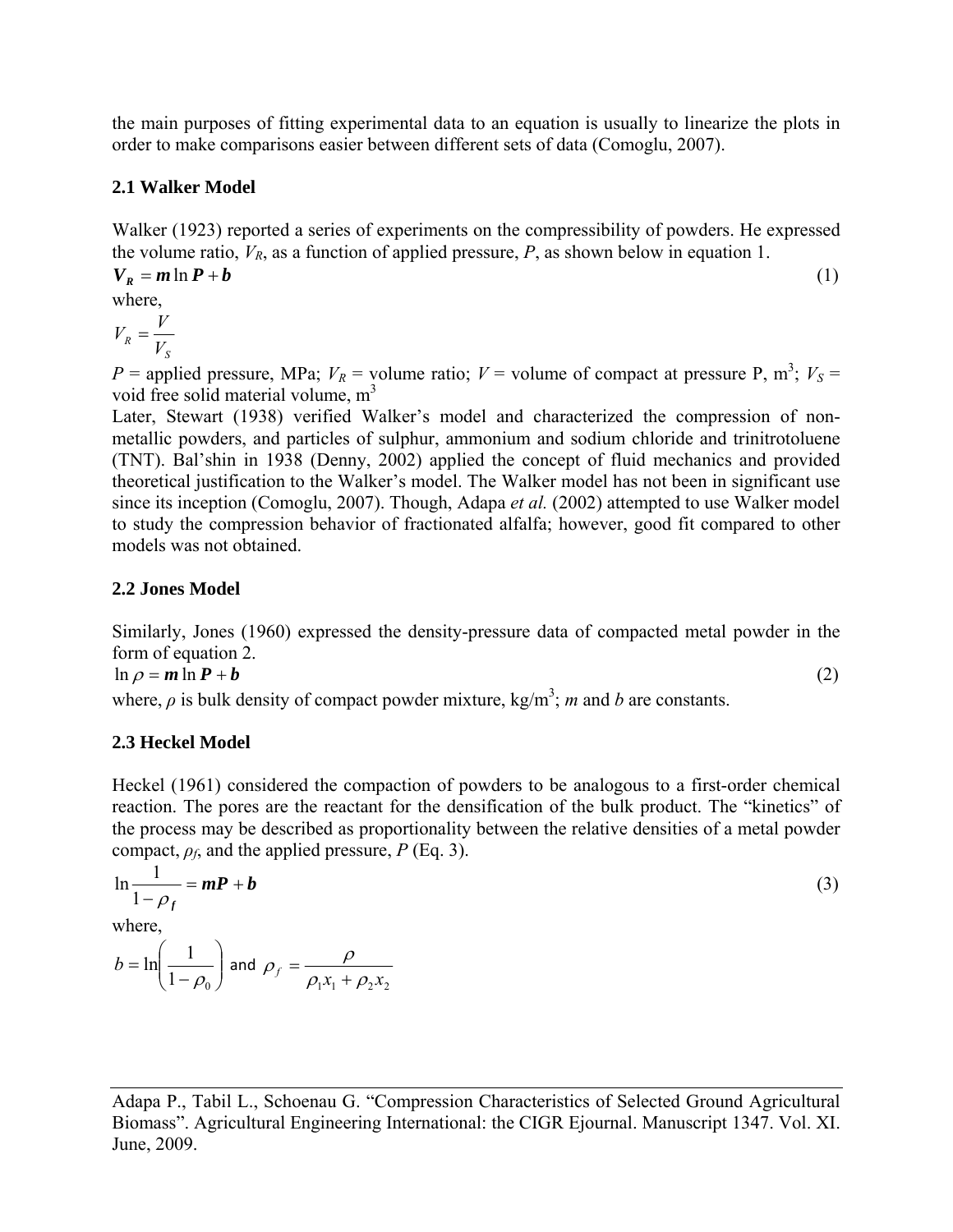the main purposes of fitting experimental data to an equation is usually to linearize the plots in order to make comparisons easier between different sets of data (Comoglu, 2007).

## 2.1 Walker Model

Walker (1923) reported a series of experiments on the compressibility of powders. He expressed the volume ratio, $V_R$, as a function of applied pressure, $P$, as shown below in equation 1.

$$\boldsymbol{V_R} = \boldsymbol{m} \ln \boldsymbol{P} + \boldsymbol{b} \tag{1}$$

where,

$$V_R = \frac{V}{V_S}$$

$P$ = applied pressure, MPa; $V_R$ = volume ratio; $V$ = volume of compact at pressure P, $m^3$; $V_S$ = void free solid material volume, $m^3$

Later, Stewart (1938) verified Walker's model and characterized the compression of non-metallic powders, and particles of sulphur, ammonium and sodium chloride and trinitrotoluene (TNT). Bal'shin in 1938 (Denny, 2002) applied the concept of fluid mechanics and provided theoretical justification to the Walker's model. The Walker model has not been in significant use since its inception (Comoglu, 2007). Though, Adapa *et al.* (2002) attempted to use Walker model to study the compression behavior of fractionated alfalfa; however, good fit compared to other models was not obtained.

## 2.2 Jones Model

Similarly, Jones (1960) expressed the density-pressure data of compacted metal powder in the form of equation 2.

$$\ln \rho = \boldsymbol{m} \ln \boldsymbol{P} + \boldsymbol{b} \tag{2}$$

where, $\rho$ is bulk density of compact powder mixture, kg/m$^3$; $m$ and $b$ are constants.

## 2.3 Heckel Model

Heckel (1961) considered the compaction of powders to be analogous to a first-order chemical reaction. The pores are the reactant for the densification of the bulk product. The "kinetics" of the process may be described as proportionality between the relative densities of a metal powder compact, $\rho_f$, and the applied pressure, $P$ (Eq. 3).

$$\ln \frac{1}{1-\boldsymbol{\rho_f}} = \boldsymbol{m}\boldsymbol{P} + \boldsymbol{b} \tag{3}$$

where,

$$b = \ln\left(\frac{1}{1-\rho_0}\right) \text{ and } \rho_f = \frac{\rho}{\rho_1 x_1 + \rho_2 x_2}$$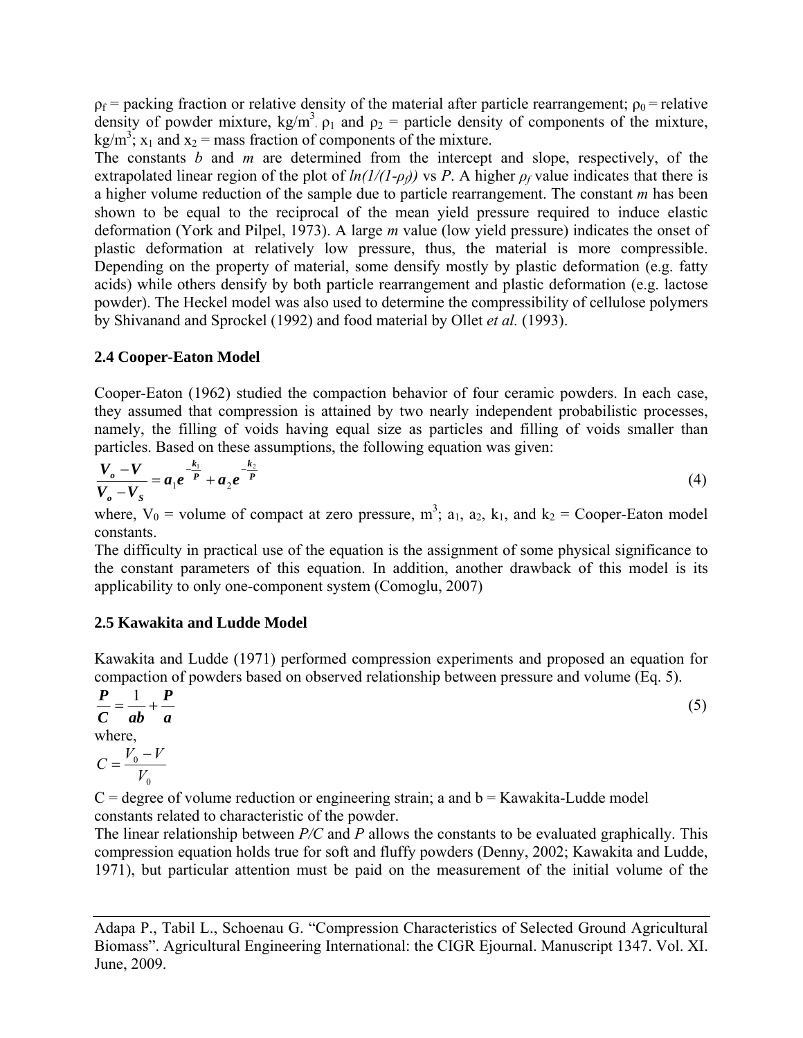$\rho_f$ = packing fraction or relative density of the material after particle rearrangement; $\rho_0$ = relative density of powder mixture, kg/m$^3$, $\rho_1$ and $\rho_2$ = particle density of components of the mixture, kg/m$^3$; $x_1$ and $x_2$ = mass fraction of components of the mixture.

The constants *b* and *m* are determined from the intercept and slope, respectively, of the extrapolated linear region of the plot of $ln(1/(1-\rho_f))$ vs *P*. A higher $\rho_f$ value indicates that there is a higher volume reduction of the sample due to particle rearrangement. The constant *m* has been shown to be equal to the reciprocal of the mean yield pressure required to induce elastic deformation (York and Pilpel, 1973). A large *m* value (low yield pressure) indicates the onset of plastic deformation at relatively low pressure, thus, the material is more compressible. Depending on the property of material, some densify mostly by plastic deformation (e.g. fatty acids) while others densify by both particle rearrangement and plastic deformation (e.g. lactose powder). The Heckel model was also used to determine the compressibility of cellulose polymers by Shivanand and Sprockel (1992) and food material by Ollet *et al.* (1993).

### 2.4 Cooper-Eaton Model

Cooper-Eaton (1962) studied the compaction behavior of four ceramic powders. In each case, they assumed that compression is attained by two nearly independent probabilistic processes, namely, the filling of voids having equal size as particles and filling of voids smaller than particles. Based on these assumptions, the following equation was given:

$$\frac{V_o - V}{V_o - V_S} = a_1 e^{-\frac{k_1}{P}} + a_2 e^{-\frac{k_2}{P}} \tag{4}$$

where, $V_0$ = volume of compact at zero pressure, m$^3$; $a_1$, $a_2$, $k_1$, and $k_2$ = Cooper-Eaton model constants.

The difficulty in practical use of the equation is the assignment of some physical significance to the constant parameters of this equation. In addition, another drawback of this model is its applicability to only one-component system (Comoglu, 2007)

### 2.5 Kawakita and Ludde Model

Kawakita and Ludde (1971) performed compression experiments and proposed an equation for compaction of powders based on observed relationship between pressure and volume (Eq. 5).

$$\frac{P}{C} = \frac{1}{ab} + \frac{P}{a} \tag{5}$$

where,

$$C = \frac{V_0 - V}{V_0}$$

C = degree of volume reduction or engineering strain; a and b = Kawakita-Ludde model constants related to characteristic of the powder.

The linear relationship between *P/C* and *P* allows the constants to be evaluated graphically. This compression equation holds true for soft and fluffy powders (Denny, 2002; Kawakita and Ludde, 1971), but particular attention must be paid on the measurement of the initial volume of the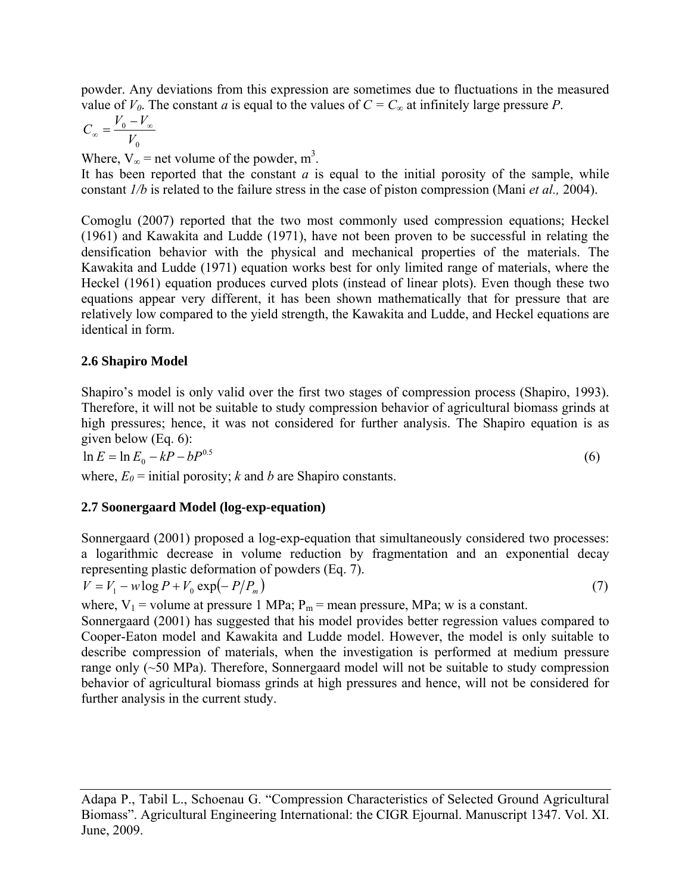powder. Any deviations from this expression are sometimes due to fluctuations in the measured value of $V_0$. The constant $a$ is equal to the values of $C = C_\infty$ at infinitely large pressure $P$.

$$C_\infty = \frac{V_0 - V_\infty}{V_0}$$

Where, $V_\infty$ = net volume of the powder, $m^3$.

It has been reported that the constant $a$ is equal to the initial porosity of the sample, while constant $1/b$ is related to the failure stress in the case of piston compression (Mani *et al.,* 2004).

Comoglu (2007) reported that the two most commonly used compression equations; Heckel (1961) and Kawakita and Ludde (1971), have not been proven to be successful in relating the densification behavior with the physical and mechanical properties of the materials. The Kawakita and Ludde (1971) equation works best for only limited range of materials, where the Heckel (1961) equation produces curved plots (instead of linear plots). Even though these two equations appear very different, it has been shown mathematically that for pressure that are relatively low compared to the yield strength, the Kawakita and Ludde, and Heckel equations are identical in form.

## 2.6 Shapiro Model

Shapiro's model is only valid over the first two stages of compression process (Shapiro, 1993). Therefore, it will not be suitable to study compression behavior of agricultural biomass grinds at high pressures; hence, it was not considered for further analysis. The Shapiro equation is as given below (Eq. 6):

$$\ln E = \ln E_0 - kP - bP^{0.5} \tag{6}$$

where, $E_0$ = initial porosity; $k$ and $b$ are Shapiro constants.

## 2.7 Soonergaard Model (log-exp-equation)

Sonnergaard (2001) proposed a log-exp-equation that simultaneously considered two processes: a logarithmic decrease in volume reduction by fragmentation and an exponential decay representing plastic deformation of powders (Eq. 7).

$$V = V_1 - w \log P + V_0 \exp\left(-P/P_m\right) \tag{7}$$

where, $V_1$ = volume at pressure 1 MPa; $P_m$ = mean pressure, MPa; w is a constant.

Sonnergaard (2001) has suggested that his model provides better regression values compared to Cooper-Eaton model and Kawakita and Ludde model. However, the model is only suitable to describe compression of materials, when the investigation is performed at medium pressure range only (~50 MPa). Therefore, Sonnergaard model will not be suitable to study compression behavior of agricultural biomass grinds at high pressures and hence, will not be considered for further analysis in the current study.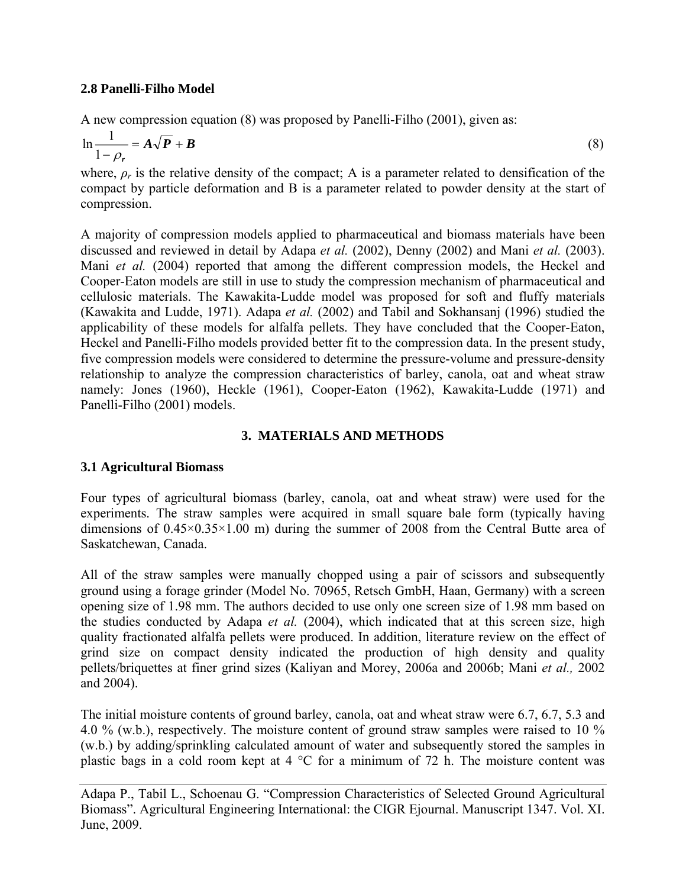### 2.8 Panelli-Filho Model

A new compression equation (8) was proposed by Panelli-Filho (2001), given as:

$$\ln \frac{1}{1-\rho_r} = \boldsymbol{A}\sqrt{\boldsymbol{P}} + \boldsymbol{B} \tag{8}$$

where, $\rho_r$ is the relative density of the compact; A is a parameter related to densification of the compact by particle deformation and B is a parameter related to powder density at the start of compression.

A majority of compression models applied to pharmaceutical and biomass materials have been discussed and reviewed in detail by Adapa *et al.* (2002), Denny (2002) and Mani *et al.* (2003). Mani *et al.* (2004) reported that among the different compression models, the Heckel and Cooper-Eaton models are still in use to study the compression mechanism of pharmaceutical and cellulosic materials. The Kawakita-Ludde model was proposed for soft and fluffy materials (Kawakita and Ludde, 1971). Adapa *et al.* (2002) and Tabil and Sokhansanj (1996) studied the applicability of these models for alfalfa pellets. They have concluded that the Cooper-Eaton, Heckel and Panelli-Filho models provided better fit to the compression data. In the present study, five compression models were considered to determine the pressure-volume and pressure-density relationship to analyze the compression characteristics of barley, canola, oat and wheat straw namely: Jones (1960), Heckle (1961), Cooper-Eaton (1962), Kawakita-Ludde (1971) and Panelli-Filho (2001) models.

## 3. MATERIALS AND METHODS

### 3.1 Agricultural Biomass

Four types of agricultural biomass (barley, canola, oat and wheat straw) were used for the experiments. The straw samples were acquired in small square bale form (typically having dimensions of 0.45×0.35×1.00 m) during the summer of 2008 from the Central Butte area of Saskatchewan, Canada.

All of the straw samples were manually chopped using a pair of scissors and subsequently ground using a forage grinder (Model No. 70965, Retsch GmbH, Haan, Germany) with a screen opening size of 1.98 mm. The authors decided to use only one screen size of 1.98 mm based on the studies conducted by Adapa *et al.* (2004), which indicated that at this screen size, high quality fractionated alfalfa pellets were produced. In addition, literature review on the effect of grind size on compact density indicated the production of high density and quality pellets/briquettes at finer grind sizes (Kaliyan and Morey, 2006a and 2006b; Mani *et al.,* 2002 and 2004).

The initial moisture contents of ground barley, canola, oat and wheat straw were 6.7, 6.7, 5.3 and 4.0 % (w.b.), respectively. The moisture content of ground straw samples were raised to 10 % (w.b.) by adding/sprinkling calculated amount of water and subsequently stored the samples in plastic bags in a cold room kept at 4 °C for a minimum of 72 h. The moisture content was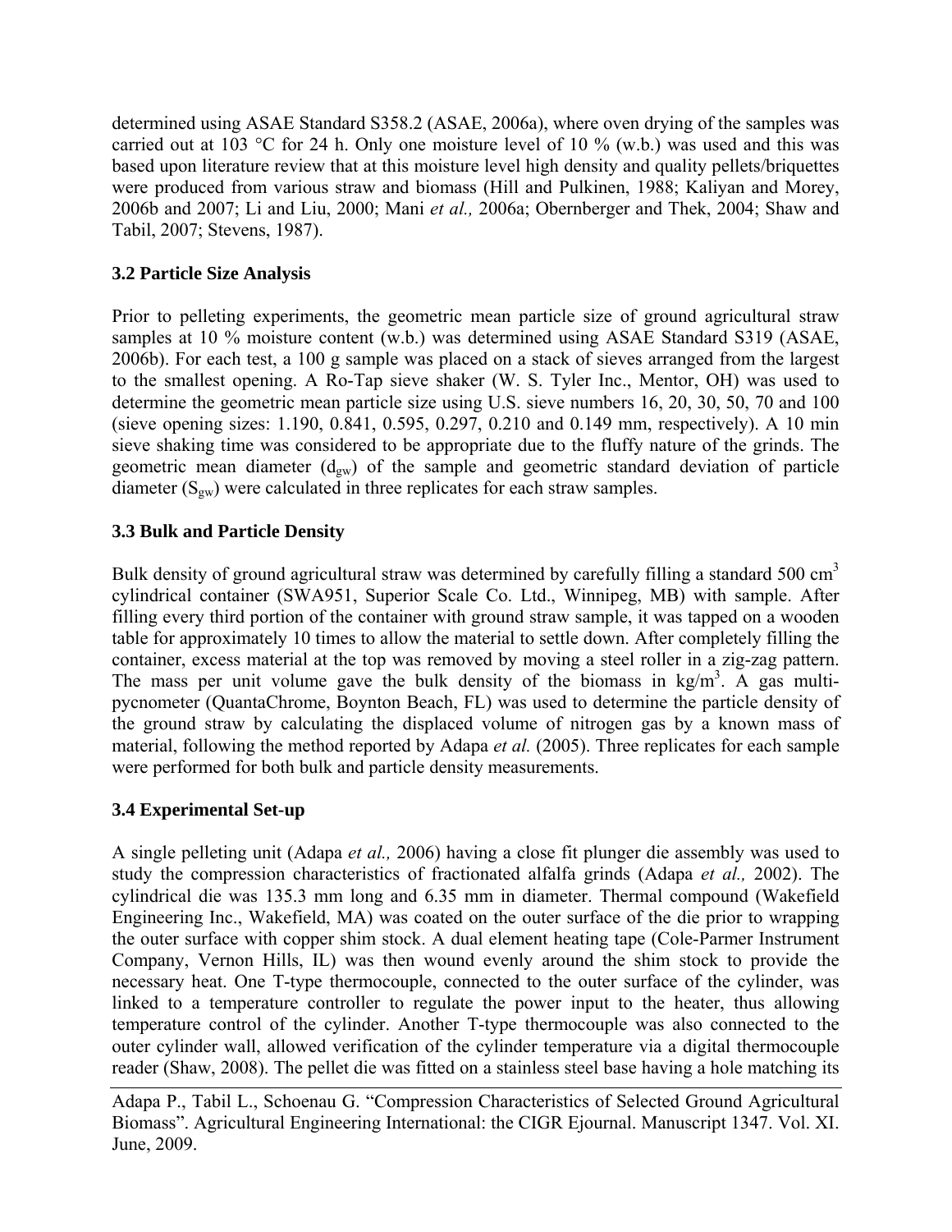determined using ASAE Standard S358.2 (ASAE, 2006a), where oven drying of the samples was carried out at 103 °C for 24 h. Only one moisture level of 10 % (w.b.) was used and this was based upon literature review that at this moisture level high density and quality pellets/briquettes were produced from various straw and biomass (Hill and Pulkinen, 1988; Kaliyan and Morey, 2006b and 2007; Li and Liu, 2000; Mani *et al.,* 2006a; Obernberger and Thek, 2004; Shaw and Tabil, 2007; Stevens, 1987).

### 3.2 Particle Size Analysis

Prior to pelleting experiments, the geometric mean particle size of ground agricultural straw samples at 10 % moisture content (w.b.) was determined using ASAE Standard S319 (ASAE, 2006b). For each test, a 100 g sample was placed on a stack of sieves arranged from the largest to the smallest opening. A Ro-Tap sieve shaker (W. S. Tyler Inc., Mentor, OH) was used to determine the geometric mean particle size using U.S. sieve numbers 16, 20, 30, 50, 70 and 100 (sieve opening sizes: 1.190, 0.841, 0.595, 0.297, 0.210 and 0.149 mm, respectively). A 10 min sieve shaking time was considered to be appropriate due to the fluffy nature of the grinds. The geometric mean diameter ($d_{gw}$) of the sample and geometric standard deviation of particle diameter ($S_{gw}$) were calculated in three replicates for each straw samples.

### 3.3 Bulk and Particle Density

Bulk density of ground agricultural straw was determined by carefully filling a standard 500 $cm^3$ cylindrical container (SWA951, Superior Scale Co. Ltd., Winnipeg, MB) with sample. After filling every third portion of the container with ground straw sample, it was tapped on a wooden table for approximately 10 times to allow the material to settle down. After completely filling the container, excess material at the top was removed by moving a steel roller in a zig-zag pattern. The mass per unit volume gave the bulk density of the biomass in $kg/m^3$. A gas multi-pycnometer (QuantaChrome, Boynton Beach, FL) was used to determine the particle density of the ground straw by calculating the displaced volume of nitrogen gas by a known mass of material, following the method reported by Adapa *et al.* (2005). Three replicates for each sample were performed for both bulk and particle density measurements.

### 3.4 Experimental Set-up

A single pelleting unit (Adapa *et al.,* 2006) having a close fit plunger die assembly was used to study the compression characteristics of fractionated alfalfa grinds (Adapa *et al.,* 2002). The cylindrical die was 135.3 mm long and 6.35 mm in diameter. Thermal compound (Wakefield Engineering Inc., Wakefield, MA) was coated on the outer surface of the die prior to wrapping the outer surface with copper shim stock. A dual element heating tape (Cole-Parmer Instrument Company, Vernon Hills, IL) was then wound evenly around the shim stock to provide the necessary heat. One T-type thermocouple, connected to the outer surface of the cylinder, was linked to a temperature controller to regulate the power input to the heater, thus allowing temperature control of the cylinder. Another T-type thermocouple was also connected to the outer cylinder wall, allowed verification of the cylinder temperature via a digital thermocouple reader (Shaw, 2008). The pellet die was fitted on a stainless steel base having a hole matching its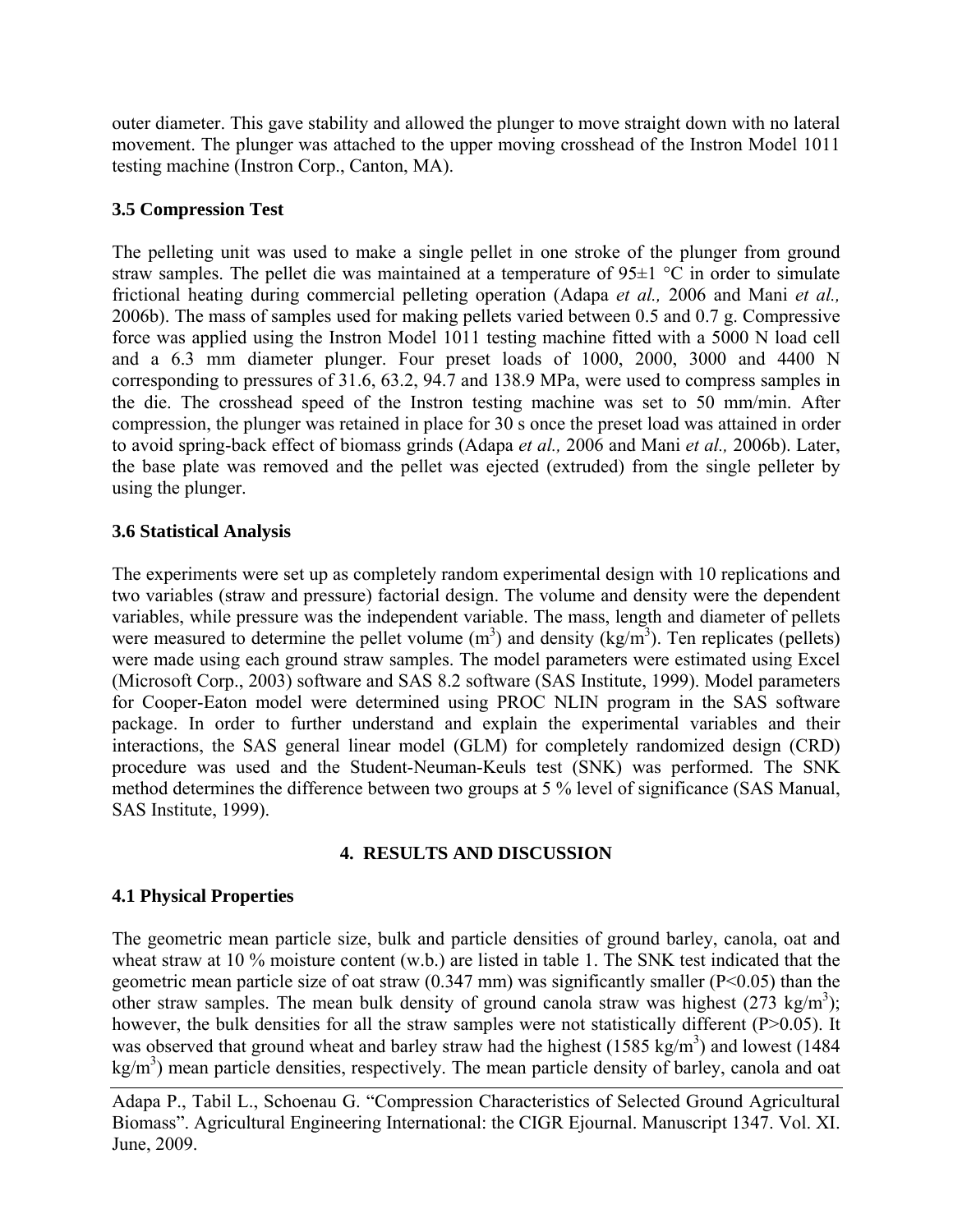outer diameter. This gave stability and allowed the plunger to move straight down with no lateral movement. The plunger was attached to the upper moving crosshead of the Instron Model 1011 testing machine (Instron Corp., Canton, MA).

### 3.5 Compression Test

The pelleting unit was used to make a single pellet in one stroke of the plunger from ground straw samples. The pellet die was maintained at a temperature of 95±1 °C in order to simulate frictional heating during commercial pelleting operation (Adapa *et al.,* 2006 and Mani *et al.,* 2006b). The mass of samples used for making pellets varied between 0.5 and 0.7 g. Compressive force was applied using the Instron Model 1011 testing machine fitted with a 5000 N load cell and a 6.3 mm diameter plunger. Four preset loads of 1000, 2000, 3000 and 4400 N corresponding to pressures of 31.6, 63.2, 94.7 and 138.9 MPa, were used to compress samples in the die. The crosshead speed of the Instron testing machine was set to 50 mm/min. After compression, the plunger was retained in place for 30 s once the preset load was attained in order to avoid spring-back effect of biomass grinds (Adapa *et al.,* 2006 and Mani *et al.,* 2006b). Later, the base plate was removed and the pellet was ejected (extruded) from the single pelleter by using the plunger.

### 3.6 Statistical Analysis

The experiments were set up as completely random experimental design with 10 replications and two variables (straw and pressure) factorial design. The volume and density were the dependent variables, while pressure was the independent variable. The mass, length and diameter of pellets were measured to determine the pellet volume ($m^3$) and density ($kg/m^3$). Ten replicates (pellets) were made using each ground straw samples. The model parameters were estimated using Excel (Microsoft Corp., 2003) software and SAS 8.2 software (SAS Institute, 1999). Model parameters for Cooper-Eaton model were determined using PROC NLIN program in the SAS software package. In order to further understand and explain the experimental variables and their interactions, the SAS general linear model (GLM) for completely randomized design (CRD) procedure was used and the Student-Neuman-Keuls test (SNK) was performed. The SNK method determines the difference between two groups at 5 % level of significance (SAS Manual, SAS Institute, 1999).

## 4. RESULTS AND DISCUSSION

### 4.1 Physical Properties

The geometric mean particle size, bulk and particle densities of ground barley, canola, oat and wheat straw at 10 % moisture content (w.b.) are listed in table 1. The SNK test indicated that the geometric mean particle size of oat straw (0.347 mm) was significantly smaller ($P<0.05$) than the other straw samples. The mean bulk density of ground canola straw was highest (273 $kg/m^3$); however, the bulk densities for all the straw samples were not statistically different ($P>0.05$). It was observed that ground wheat and barley straw had the highest (1585 $kg/m^3$) and lowest (1484 $kg/m^3$) mean particle densities, respectively. The mean particle density of barley, canola and oat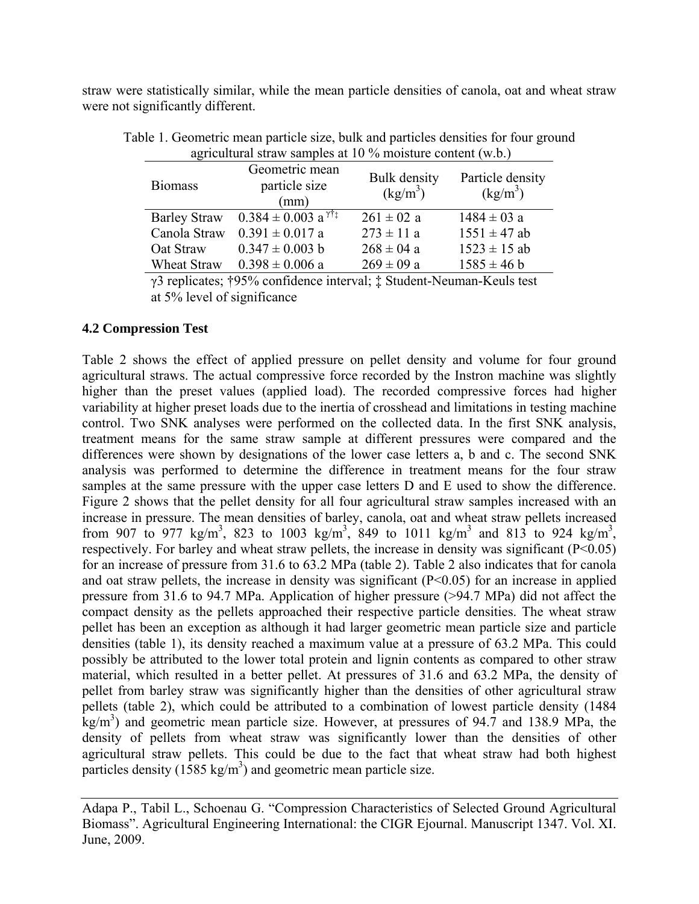straw were statistically similar, while the mean particle densities of canola, oat and wheat straw were not significantly different.

Table 1. Geometric mean particle size, bulk and particles densities for four ground agricultural straw samples at 10 % moisture content (w.b.)

| Biomass | Geometric mean particle size (mm) | Bulk density ($kg/m^3$) | Particle density ($kg/m^3$) |
|---|---|---|---|
| Barley Straw | 0.384 ± 0.003 a [γ†‡] | 261 ± 02 a | 1484 ± 03 a |
| Canola Straw | 0.391 ± 0.017 a | 273 ± 11 a | 1551 ± 47 ab |
| Oat Straw | 0.347 ± 0.003 b | 268 ± 04 a | 1523 ± 15 ab |
| Wheat Straw | 0.398 ± 0.006 a | 269 ± 09 a | 1585 ± 46 b |

γ3 replicates; †95% confidence interval; ‡ Student-Neuman-Keuls test at 5% level of significance

### 4.2 Compression Test

Table 2 shows the effect of applied pressure on pellet density and volume for four ground agricultural straws. The actual compressive force recorded by the Instron machine was slightly higher than the preset values (applied load). The recorded compressive forces had higher variability at higher preset loads due to the inertia of crosshead and limitations in testing machine control. Two SNK analyses were performed on the collected data. In the first SNK analysis, treatment means for the same straw sample at different pressures were compared and the differences were shown by designations of the lower case letters a, b and c. The second SNK analysis was performed to determine the difference in treatment means for the four straw samples at the same pressure with the upper case letters D and E used to show the difference. Figure 2 shows that the pellet density for all four agricultural straw samples increased with an increase in pressure. The mean densities of barley, canola, oat and wheat straw pellets increased from 907 to 977 $kg/m^3$, 823 to 1003 $kg/m^3$, 849 to 1011 $kg/m^3$ and 813 to 924 $kg/m^3$, respectively. For barley and wheat straw pellets, the increase in density was significant ($P<0.05$) for an increase of pressure from 31.6 to 63.2 MPa (table 2). Table 2 also indicates that for canola and oat straw pellets, the increase in density was significant ($P<0.05$) for an increase in applied pressure from 31.6 to 94.7 MPa. Application of higher pressure (>94.7 MPa) did not affect the compact density as the pellets approached their respective particle densities. The wheat straw pellet has been an exception as although it had larger geometric mean particle size and particle densities (table 1), its density reached a maximum value at a pressure of 63.2 MPa. This could possibly be attributed to the lower total protein and lignin contents as compared to other straw material, which resulted in a better pellet. At pressures of 31.6 and 63.2 MPa, the density of pellet from barley straw was significantly higher than the densities of other agricultural straw pellets (table 2), which could be attributed to a combination of lowest particle density (1484 $kg/m^3$) and geometric mean particle size. However, at pressures of 94.7 and 138.9 MPa, the density of pellets from wheat straw was significantly lower than the densities of other agricultural straw pellets. This could be due to the fact that wheat straw had both highest particles density (1585 $kg/m^3$) and geometric mean particle size.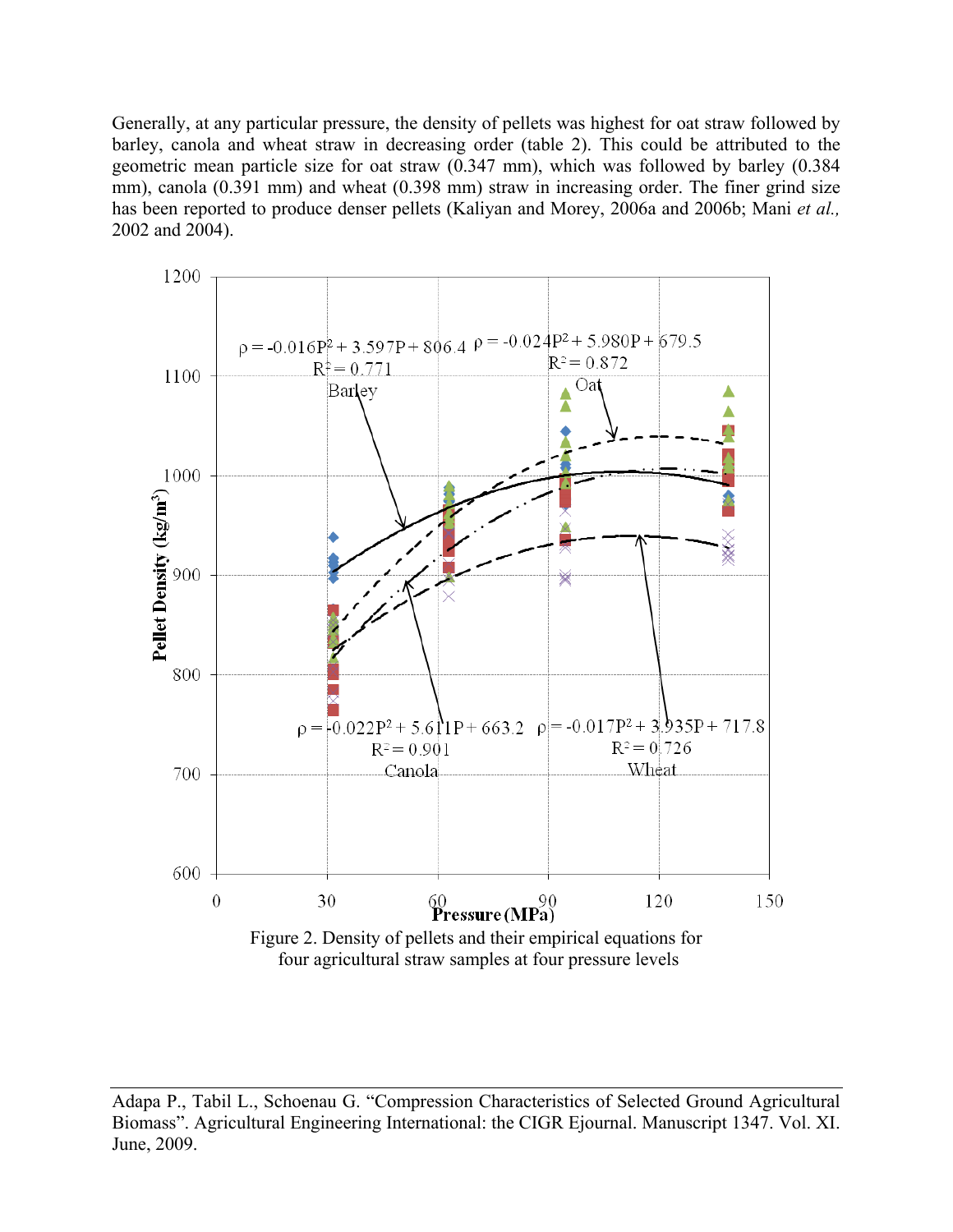Generally, at any particular pressure, the density of pellets was highest for oat straw followed by barley, canola and wheat straw in decreasing order (table 2). This could be attributed to the geometric mean particle size for oat straw (0.347 mm), which was followed by barley (0.384 mm), canola (0.391 mm) and wheat (0.398 mm) straw in increasing order. The finer grind size has been reported to produce denser pellets (Kaliyan and Morey, 2006a and 2006b; Mani *et al.,* 2002 and 2004).

Barley: $\rho = -0.016P^2 + 3.597P + 806.4$, $R^2 = 0.771$

Oat: $\rho = -0.024P^2 + 5.980P + 679.5$, $R^2 = 0.872$

Canola: $\rho = -0.022P^2 + 5.611P + 663.2$, $R^2 = 0.901$

Wheat: $\rho = -0.017P^2 + 3.935P + 717.8$, $R^2 = 0.726$

Figure 2. Density of pellets and their empirical equations for four agricultural straw samples at four pressure levels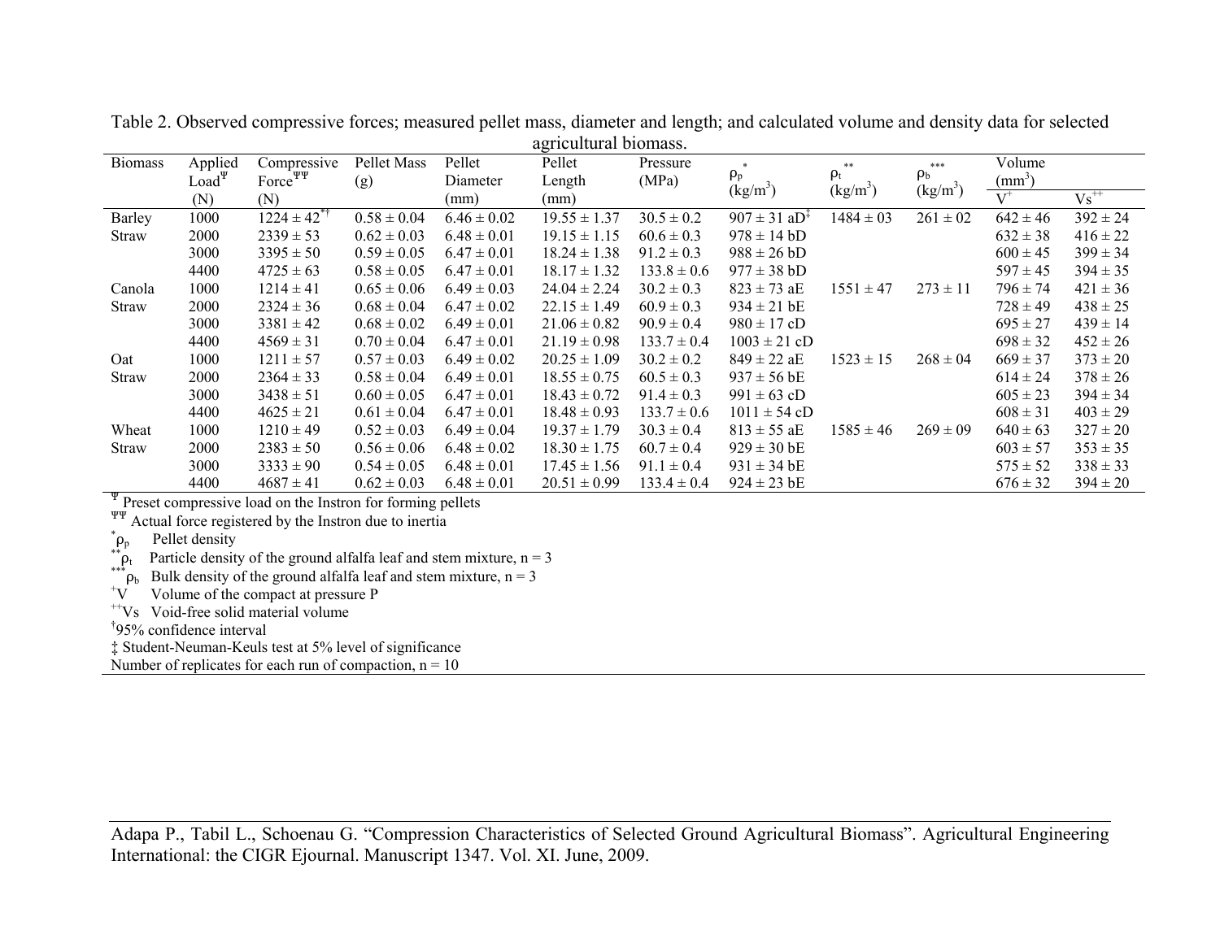Table 2. Observed compressive forces; measured pellet mass, diameter and length; and calculated volume and density data for selected agricultural biomass.

| Biomass | Applied Load[Ψ] (N) | Compressive Force[ΨΨ] (N) | Pellet Mass (g) | Pellet Diameter (mm) | Pellet Length (mm) | Pressure (MPa) | $\rho_p$[*] (kg/m$^3$) | $\rho_t$[**] (kg/m$^3$) | $\rho_b$[***] (kg/m$^3$) | Volume (mm$^3$) | |
|---|---|---|---|---|---|---|---|---|---|---|---|
| | | | | | | | | | | V[+] | Vs[++] |
| Barley Straw | 1000 | 1224 ± 42[*†] | 0.58 ± 0.04 | 6.46 ± 0.02 | 19.55 ± 1.37 | 30.5 ± 0.2 | 907 ± 31 aD[‡] | 1484 ± 03 | 261 ± 02 | 642 ± 46 | 392 ± 24 |
| | 2000 | 2339 ± 53 | 0.62 ± 0.03 | 6.48 ± 0.01 | 19.15 ± 1.15 | 60.6 ± 0.3 | 978 ± 14 bD | | | 632 ± 38 | 416 ± 22 |
| | 3000 | 3395 ± 50 | 0.59 ± 0.05 | 6.47 ± 0.01 | 18.24 ± 1.38 | 91.2 ± 0.3 | 988 ± 26 bD | | | 600 ± 45 | 399 ± 34 |
| | 4400 | 4725 ± 63 | 0.58 ± 0.05 | 6.47 ± 0.01 | 18.17 ± 1.32 | 133.8 ± 0.6 | 977 ± 38 bD | | | 597 ± 45 | 394 ± 35 |
| Canola Straw | 1000 | 1214 ± 41 | 0.65 ± 0.06 | 6.49 ± 0.03 | 24.04 ± 2.24 | 30.2 ± 0.3 | 823 ± 73 aE | 1551 ± 47 | 273 ± 11 | 796 ± 74 | 421 ± 36 |
| | 2000 | 2324 ± 36 | 0.68 ± 0.04 | 6.47 ± 0.02 | 22.15 ± 1.49 | 60.9 ± 0.3 | 934 ± 21 bE | | | 728 ± 49 | 438 ± 25 |
| | 3000 | 3381 ± 42 | 0.68 ± 0.02 | 6.49 ± 0.01 | 21.06 ± 0.82 | 90.9 ± 0.4 | 980 ± 17 cD | | | 695 ± 27 | 439 ± 14 |
| | 4400 | 4569 ± 31 | 0.70 ± 0.04 | 6.47 ± 0.01 | 21.19 ± 0.98 | 133.7 ± 0.4 | 1003 ± 21 cD | | | 698 ± 32 | 452 ± 26 |
| Oat Straw | 1000 | 1211 ± 57 | 0.57 ± 0.03 | 6.49 ± 0.02 | 20.25 ± 1.09 | 30.2 ± 0.2 | 849 ± 22 aE | 1523 ± 15 | 268 ± 04 | 669 ± 37 | 373 ± 20 |
| | 2000 | 2364 ± 33 | 0.58 ± 0.04 | 6.49 ± 0.01 | 18.55 ± 0.75 | 60.5 ± 0.3 | 937 ± 56 bE | | | 614 ± 24 | 378 ± 26 |
| | 3000 | 3438 ± 51 | 0.60 ± 0.05 | 6.47 ± 0.01 | 18.43 ± 0.72 | 91.4 ± 0.3 | 991 ± 63 cD | | | 605 ± 23 | 394 ± 34 |
| | 4400 | 4625 ± 21 | 0.61 ± 0.04 | 6.47 ± 0.01 | 18.48 ± 0.93 | 133.7 ± 0.6 | 1011 ± 54 cD | | | 608 ± 31 | 403 ± 29 |
| Wheat Straw | 1000 | 1210 ± 49 | 0.52 ± 0.03 | 6.49 ± 0.04 | 19.37 ± 1.79 | 30.3 ± 0.4 | 813 ± 55 aE | 1585 ± 46 | 269 ± 09 | 640 ± 63 | 327 ± 20 |
| | 2000 | 2383 ± 50 | 0.56 ± 0.06 | 6.48 ± 0.02 | 18.30 ± 1.75 | 60.7 ± 0.4 | 929 ± 30 bE | | | 603 ± 57 | 353 ± 35 |
| | 3000 | 3333 ± 90 | 0.54 ± 0.05 | 6.48 ± 0.01 | 17.45 ± 1.56 | 91.1 ± 0.4 | 931 ± 34 bE | | | 575 ± 52 | 338 ± 33 |
| | 4400 | 4687 ± 41 | 0.62 ± 0.03 | 6.48 ± 0.01 | 20.51 ± 0.99 | 133.4 ± 0.4 | 924 ± 23 bE | | | 676 ± 32 | 394 ± 20 |

[Ψ] Preset compressive load on the Instron for forming pellets
[ΨΨ] Actual force registered by the Instron due to inertia
[*] $\rho_p$ Pellet density
[**] $\rho_t$ Particle density of the ground alfalfa leaf and stem mixture, n = 3
[***] $\rho_b$ Bulk density of the ground alfalfa leaf and stem mixture, n = 3
[+] V Volume of the compact at pressure P
[++] Vs Void-free solid material volume
[†] 95% confidence interval
‡ Student-Neuman-Keuls test at 5% level of significance
Number of replicates for each run of compaction, n = 10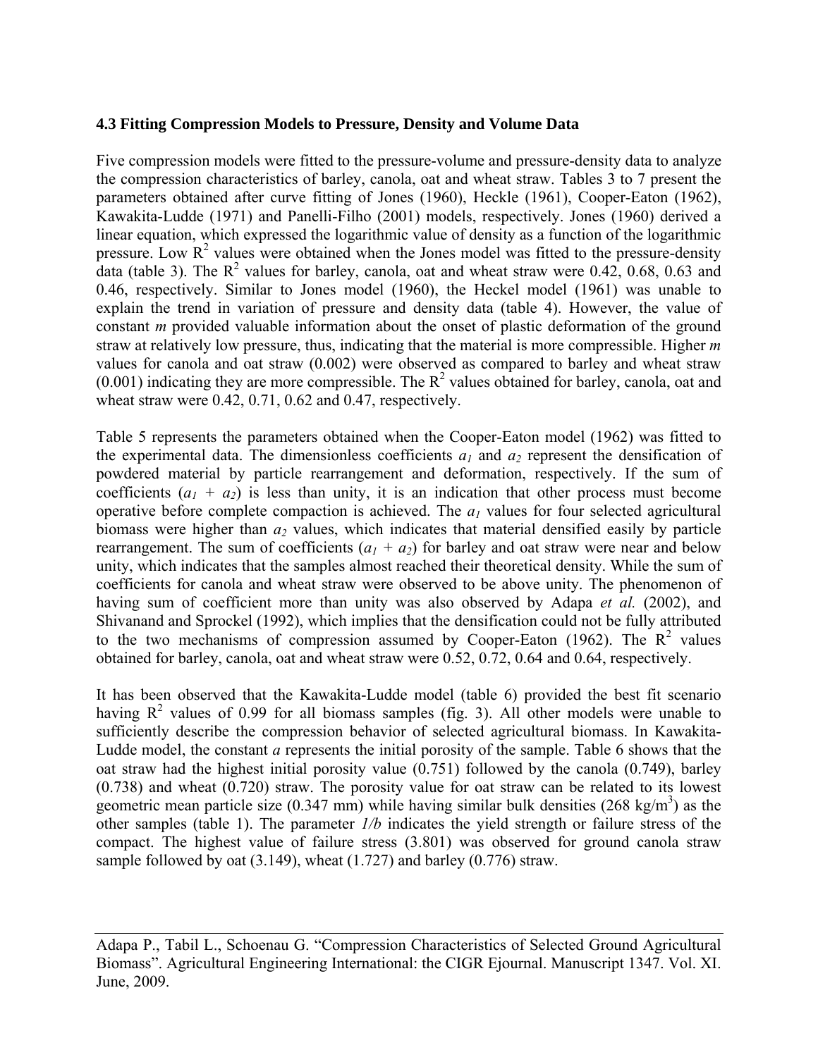### 4.3 Fitting Compression Models to Pressure, Density and Volume Data

Five compression models were fitted to the pressure-volume and pressure-density data to analyze the compression characteristics of barley, canola, oat and wheat straw. Tables 3 to 7 present the parameters obtained after curve fitting of Jones (1960), Heckle (1961), Cooper-Eaton (1962), Kawakita-Ludde (1971) and Panelli-Filho (2001) models, respectively. Jones (1960) derived a linear equation, which expressed the logarithmic value of density as a function of the logarithmic pressure. Low $R^2$ values were obtained when the Jones model was fitted to the pressure-density data (table 3). The $R^2$ values for barley, canola, oat and wheat straw were 0.42, 0.68, 0.63 and 0.46, respectively. Similar to Jones model (1960), the Heckel model (1961) was unable to explain the trend in variation of pressure and density data (table 4). However, the value of constant $m$ provided valuable information about the onset of plastic deformation of the ground straw at relatively low pressure, thus, indicating that the material is more compressible. Higher $m$ values for canola and oat straw (0.002) were observed as compared to barley and wheat straw (0.001) indicating they are more compressible. The $R^2$ values obtained for barley, canola, oat and wheat straw were 0.42, 0.71, 0.62 and 0.47, respectively.

Table 5 represents the parameters obtained when the Cooper-Eaton model (1962) was fitted to the experimental data. The dimensionless coefficients $a_1$ and $a_2$ represent the densification of powdered material by particle rearrangement and deformation, respectively. If the sum of coefficients ($a_1 + a_2$) is less than unity, it is an indication that other process must become operative before complete compaction is achieved. The $a_1$ values for four selected agricultural biomass were higher than $a_2$ values, which indicates that material densified easily by particle rearrangement. The sum of coefficients ($a_1 + a_2$) for barley and oat straw were near and below unity, which indicates that the samples almost reached their theoretical density. While the sum of coefficients for canola and wheat straw were observed to be above unity. The phenomenon of having sum of coefficient more than unity was also observed by Adapa *et al.* (2002), and Shivanand and Sprockel (1992), which implies that the densification could not be fully attributed to the two mechanisms of compression assumed by Cooper-Eaton (1962). The $R^2$ values obtained for barley, canola, oat and wheat straw were 0.52, 0.72, 0.64 and 0.64, respectively.

It has been observed that the Kawakita-Ludde model (table 6) provided the best fit scenario having $R^2$ values of 0.99 for all biomass samples (fig. 3). All other models were unable to sufficiently describe the compression behavior of selected agricultural biomass. In Kawakita-Ludde model, the constant $a$ represents the initial porosity of the sample. Table 6 shows that the oat straw had the highest initial porosity value (0.751) followed by the canola (0.749), barley (0.738) and wheat (0.720) straw. The porosity value for oat straw can be related to its lowest geometric mean particle size (0.347 mm) while having similar bulk densities (268 kg/m$^3$) as the other samples (table 1). The parameter $1/b$ indicates the yield strength or failure stress of the compact. The highest value of failure stress (3.801) was observed for ground canola straw sample followed by oat (3.149), wheat (1.727) and barley (0.776) straw.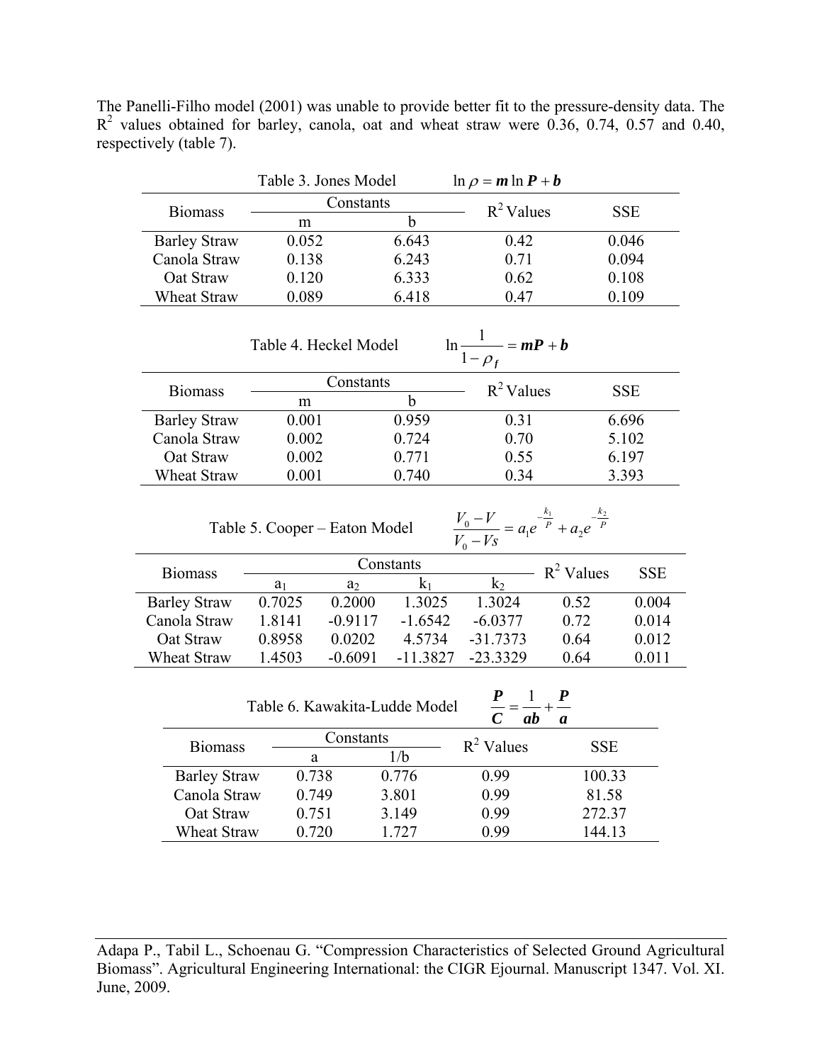The Panelli-Filho model (2001) was unable to provide better fit to the pressure-density data. The $R^2$ values obtained for barley, canola, oat and wheat straw were 0.36, 0.74, 0.57 and 0.40, respectively (table 7).

Table 3. Jones Model $\ln \rho = \boldsymbol{m} \ln \boldsymbol{P} + \boldsymbol{b}$

| Biomass | Constants | | $R^2$ Values | SSE |
|---|---|---|---|---|
| | m | b | | |
| Barley Straw | 0.052 | 6.643 | 0.42 | 0.046 |
| Canola Straw | 0.138 | 6.243 | 0.71 | 0.094 |
| Oat Straw | 0.120 | 6.333 | 0.62 | 0.108 |
| Wheat Straw | 0.089 | 6.418 | 0.47 | 0.109 |

Table 4. Heckel Model $\ln \dfrac{1}{1-\rho_f} = \boldsymbol{mP} + \boldsymbol{b}$

| Biomass | Constants | | $R^2$ Values | SSE |
|---|---|---|---|---|
| | m | b | | |
| Barley Straw | 0.001 | 0.959 | 0.31 | 6.696 |
| Canola Straw | 0.002 | 0.724 | 0.70 | 5.102 |
| Oat Straw | 0.002 | 0.771 | 0.55 | 6.197 |
| Wheat Straw | 0.001 | 0.740 | 0.34 | 3.393 |

Table 5. Cooper – Eaton Model $\dfrac{V_0 - V}{V_0 - Vs} = a_1 e^{-\frac{k_1}{P}} + a_2 e^{-\frac{k_2}{P}}$

| Biomass | Constants | | | | $R^2$ Values | SSE |
|---|---|---|---|---|---|---|
| | $a_1$ | $a_2$ | $k_1$ | $k_2$ | | |
| Barley Straw | 0.7025 | 0.2000 | 1.3025 | 1.3024 | 0.52 | 0.004 |
| Canola Straw | 1.8141 | -0.9117 | -1.6542 | -6.0377 | 0.72 | 0.014 |
| Oat Straw | 0.8958 | 0.0202 | 4.5734 | -31.7373 | 0.64 | 0.012 |
| Wheat Straw | 1.4503 | -0.6091 | -11.3827 | -23.3329 | 0.64 | 0.011 |

Table 6. Kawakita-Ludde Model $\dfrac{\boldsymbol{P}}{\boldsymbol{C}} = \dfrac{1}{\boldsymbol{ab}} + \dfrac{\boldsymbol{P}}{\boldsymbol{a}}$

| Biomass | Constants | | $R^2$ Values | SSE |
|---|---|---|---|---|
| | a | 1/b | | |
| Barley Straw | 0.738 | 0.776 | 0.99 | 100.33 |
| Canola Straw | 0.749 | 3.801 | 0.99 | 81.58 |
| Oat Straw | 0.751 | 3.149 | 0.99 | 272.37 |
| Wheat Straw | 0.720 | 1.727 | 0.99 | 144.13 |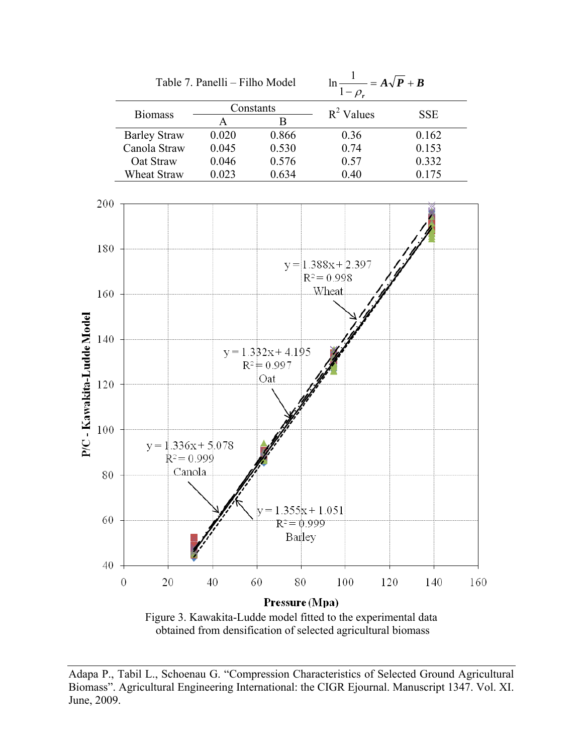Table 7. Panelli – Filho Model $\ln\frac{1}{1-\rho_r} = \boldsymbol{A}\sqrt{\boldsymbol{P}} + \boldsymbol{B}$

| Biomass | Constants | | $R^2$ Values | SSE |
|---|---|---|---|---|
| | A | B | | |
| Barley Straw | 0.020 | 0.866 | 0.36 | 0.162 |
| Canola Straw | 0.045 | 0.530 | 0.74 | 0.153 |
| Oat Straw | 0.046 | 0.576 | 0.57 | 0.332 |
| Wheat Straw | 0.023 | 0.634 | 0.40 | 0.175 |

Figure 3. Kawakita-Ludde model fitted to the experimental data obtained from densification of selected agricultural biomass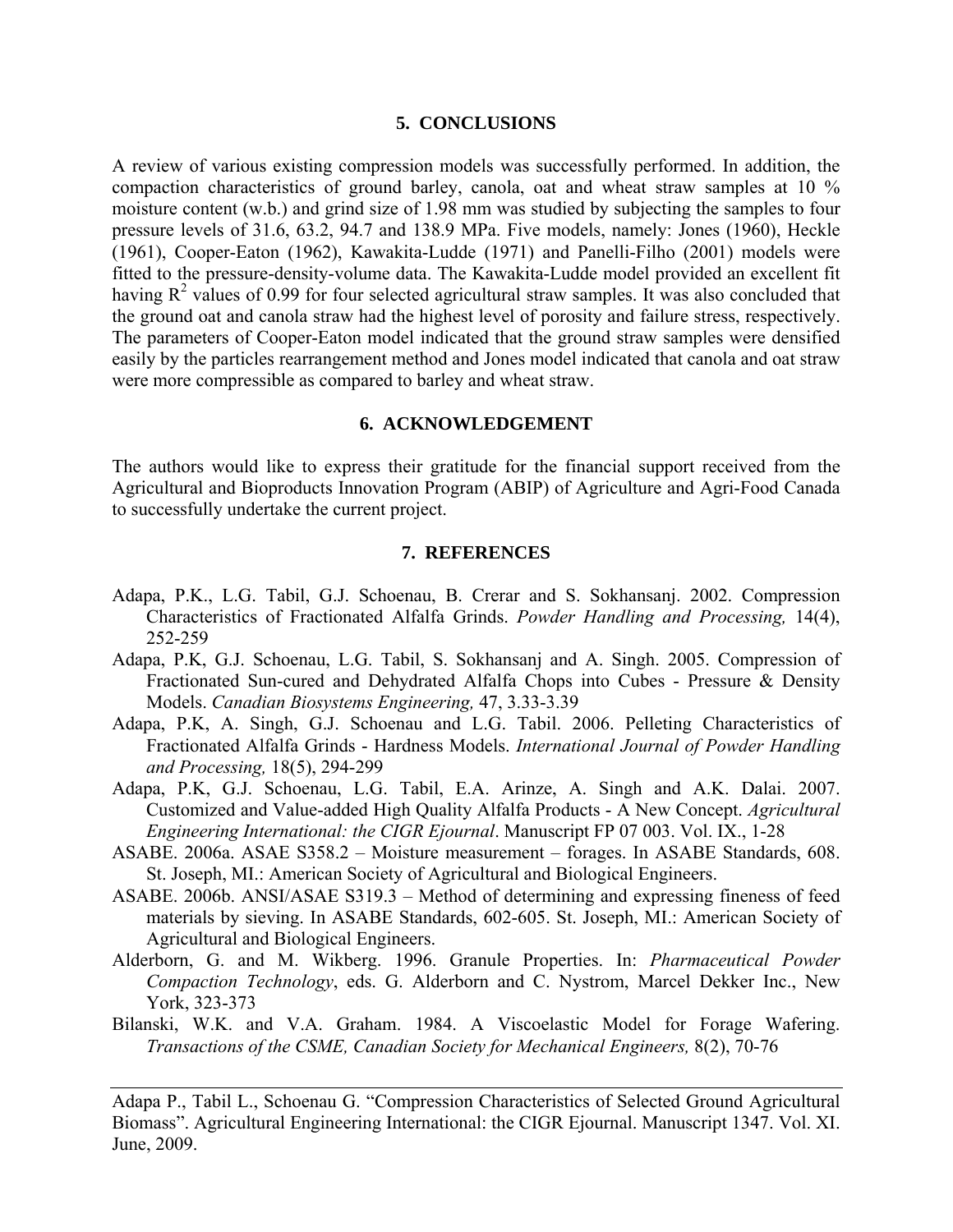## 5. CONCLUSIONS

A review of various existing compression models was successfully performed. In addition, the compaction characteristics of ground barley, canola, oat and wheat straw samples at 10 % moisture content (w.b.) and grind size of 1.98 mm was studied by subjecting the samples to four pressure levels of 31.6, 63.2, 94.7 and 138.9 MPa. Five models, namely: Jones (1960), Heckle (1961), Cooper-Eaton (1962), Kawakita-Ludde (1971) and Panelli-Filho (2001) models were fitted to the pressure-density-volume data. The Kawakita-Ludde model provided an excellent fit having $R^2$ values of 0.99 for four selected agricultural straw samples. It was also concluded that the ground oat and canola straw had the highest level of porosity and failure stress, respectively. The parameters of Cooper-Eaton model indicated that the ground straw samples were densified easily by the particles rearrangement method and Jones model indicated that canola and oat straw were more compressible as compared to barley and wheat straw.

## 6. ACKNOWLEDGEMENT

The authors would like to express their gratitude for the financial support received from the Agricultural and Bioproducts Innovation Program (ABIP) of Agriculture and Agri-Food Canada to successfully undertake the current project.

## 7. REFERENCES

Adapa, P.K., L.G. Tabil, G.J. Schoenau, B. Crerar and S. Sokhansanj. 2002. Compression Characteristics of Fractionated Alfalfa Grinds. *Powder Handling and Processing,* 14(4), 252-259

Adapa, P.K, G.J. Schoenau, L.G. Tabil, S. Sokhansanj and A. Singh. 2005. Compression of Fractionated Sun-cured and Dehydrated Alfalfa Chops into Cubes - Pressure & Density Models. *Canadian Biosystems Engineering,* 47, 3.33-3.39

Adapa, P.K, A. Singh, G.J. Schoenau and L.G. Tabil. 2006. Pelleting Characteristics of Fractionated Alfalfa Grinds - Hardness Models. *International Journal of Powder Handling and Processing,* 18(5), 294-299

Adapa, P.K, G.J. Schoenau, L.G. Tabil, E.A. Arinze, A. Singh and A.K. Dalai. 2007. Customized and Value-added High Quality Alfalfa Products - A New Concept. *Agricultural Engineering International: the CIGR Ejournal*. Manuscript FP 07 003. Vol. IX., 1-28

ASABE. 2006a. ASAE S358.2 – Moisture measurement – forages. In ASABE Standards, 608. St. Joseph, MI.: American Society of Agricultural and Biological Engineers.

ASABE. 2006b. ANSI/ASAE S319.3 – Method of determining and expressing fineness of feed materials by sieving. In ASABE Standards, 602-605. St. Joseph, MI.: American Society of Agricultural and Biological Engineers.

Alderborn, G. and M. Wikberg. 1996. Granule Properties. In: *Pharmaceutical Powder Compaction Technology*, eds. G. Alderborn and C. Nystrom, Marcel Dekker Inc., New York, 323-373

Bilanski, W.K. and V.A. Graham. 1984. A Viscoelastic Model for Forage Wafering. *Transactions of the CSME, Canadian Society for Mechanical Engineers,* 8(2), 70-76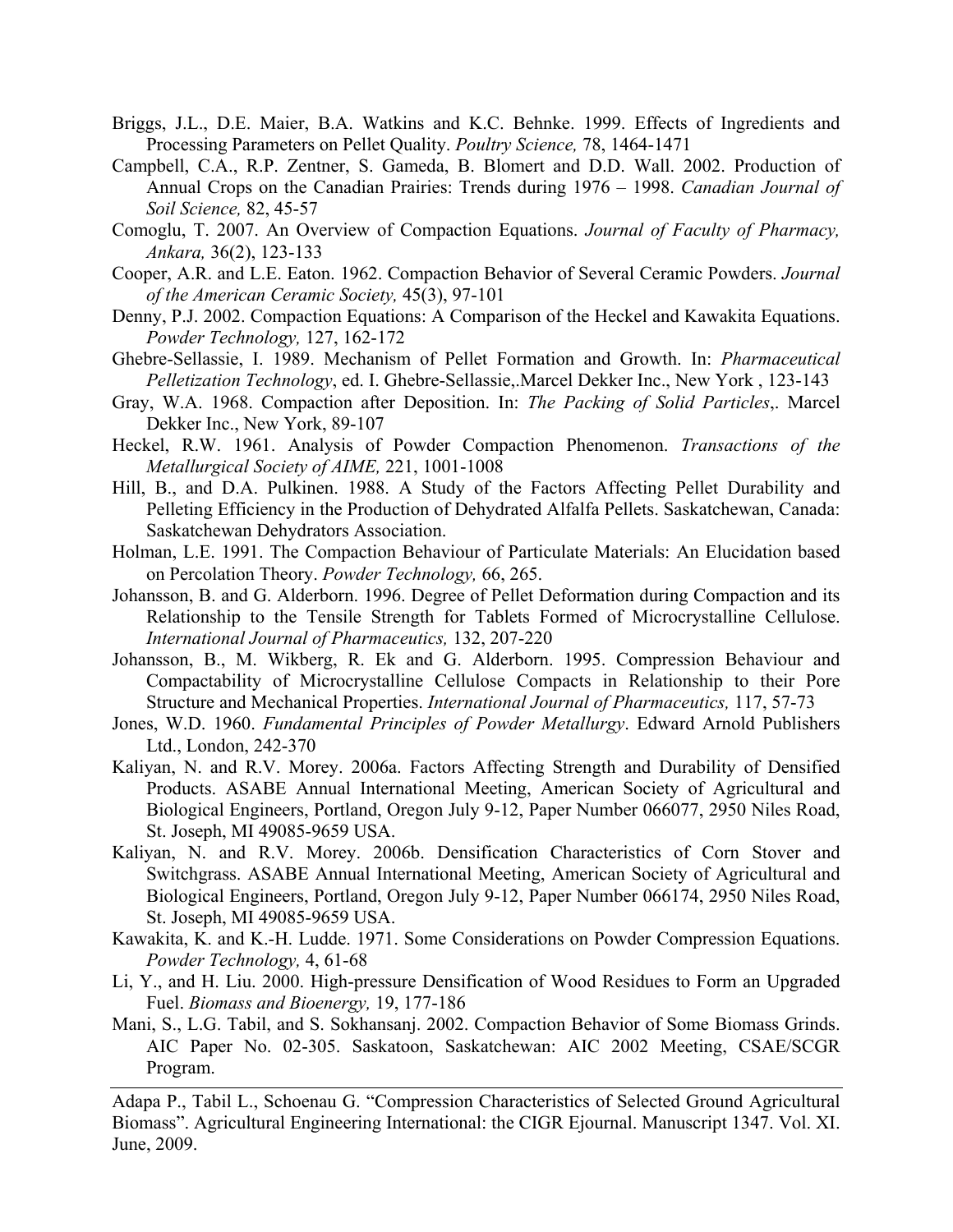Briggs, J.L., D.E. Maier, B.A. Watkins and K.C. Behnke. 1999. Effects of Ingredients and Processing Parameters on Pellet Quality. *Poultry Science,* 78, 1464-1471

Campbell, C.A., R.P. Zentner, S. Gameda, B. Blomert and D.D. Wall. 2002. Production of Annual Crops on the Canadian Prairies: Trends during 1976 – 1998. *Canadian Journal of Soil Science,* 82, 45-57

Comoglu, T. 2007. An Overview of Compaction Equations. *Journal of Faculty of Pharmacy, Ankara,* 36(2), 123-133

Cooper, A.R. and L.E. Eaton. 1962. Compaction Behavior of Several Ceramic Powders. *Journal of the American Ceramic Society,* 45(3), 97-101

Denny, P.J. 2002. Compaction Equations: A Comparison of the Heckel and Kawakita Equations. *Powder Technology,* 127, 162-172

Ghebre-Sellassie, I. 1989. Mechanism of Pellet Formation and Growth. In: *Pharmaceutical Pelletization Technology*, ed. I. Ghebre-Sellassie,.Marcel Dekker Inc., New York , 123-143

Gray, W.A. 1968. Compaction after Deposition. In: *The Packing of Solid Particles*,. Marcel Dekker Inc., New York, 89-107

Heckel, R.W. 1961. Analysis of Powder Compaction Phenomenon. *Transactions of the Metallurgical Society of AIME,* 221, 1001-1008

Hill, B., and D.A. Pulkinen. 1988. A Study of the Factors Affecting Pellet Durability and Pelleting Efficiency in the Production of Dehydrated Alfalfa Pellets. Saskatchewan, Canada: Saskatchewan Dehydrators Association.

Holman, L.E. 1991. The Compaction Behaviour of Particulate Materials: An Elucidation based on Percolation Theory. *Powder Technology,* 66, 265.

Johansson, B. and G. Alderborn. 1996. Degree of Pellet Deformation during Compaction and its Relationship to the Tensile Strength for Tablets Formed of Microcrystalline Cellulose. *International Journal of Pharmaceutics,* 132, 207-220

Johansson, B., M. Wikberg, R. Ek and G. Alderborn. 1995. Compression Behaviour and Compactability of Microcrystalline Cellulose Compacts in Relationship to their Pore Structure and Mechanical Properties. *International Journal of Pharmaceutics,* 117, 57-73

Jones, W.D. 1960. *Fundamental Principles of Powder Metallurgy*. Edward Arnold Publishers Ltd., London, 242-370

Kaliyan, N. and R.V. Morey. 2006a. Factors Affecting Strength and Durability of Densified Products. ASABE Annual International Meeting, American Society of Agricultural and Biological Engineers, Portland, Oregon July 9-12, Paper Number 066077, 2950 Niles Road, St. Joseph, MI 49085-9659 USA.

Kaliyan, N. and R.V. Morey. 2006b. Densification Characteristics of Corn Stover and Switchgrass. ASABE Annual International Meeting, American Society of Agricultural and Biological Engineers, Portland, Oregon July 9-12, Paper Number 066174, 2950 Niles Road, St. Joseph, MI 49085-9659 USA.

Kawakita, K. and K.-H. Ludde. 1971. Some Considerations on Powder Compression Equations. *Powder Technology,* 4, 61-68

Li, Y., and H. Liu. 2000. High-pressure Densification of Wood Residues to Form an Upgraded Fuel. *Biomass and Bioenergy,* 19, 177-186

Mani, S., L.G. Tabil, and S. Sokhansanj. 2002. Compaction Behavior of Some Biomass Grinds. AIC Paper No. 02-305. Saskatoon, Saskatchewan: AIC 2002 Meeting, CSAE/SCGR Program.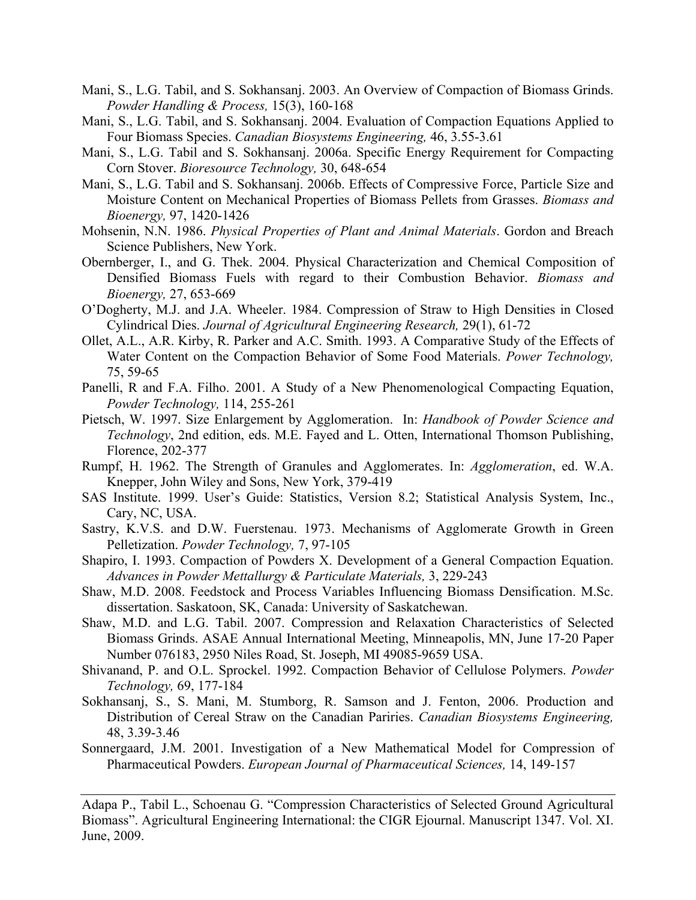Mani, S., L.G. Tabil, and S. Sokhansanj. 2003. An Overview of Compaction of Biomass Grinds. *Powder Handling & Process,* 15(3), 160-168

Mani, S., L.G. Tabil, and S. Sokhansanj. 2004. Evaluation of Compaction Equations Applied to Four Biomass Species. *Canadian Biosystems Engineering,* 46, 3.55-3.61

Mani, S., L.G. Tabil and S. Sokhansanj. 2006a. Specific Energy Requirement for Compacting Corn Stover. *Bioresource Technology,* 30, 648-654

Mani, S., L.G. Tabil and S. Sokhansanj. 2006b. Effects of Compressive Force, Particle Size and Moisture Content on Mechanical Properties of Biomass Pellets from Grasses. *Biomass and Bioenergy,* 97, 1420-1426

Mohsenin, N.N. 1986. *Physical Properties of Plant and Animal Materials*. Gordon and Breach Science Publishers, New York.

Obernberger, I., and G. Thek. 2004. Physical Characterization and Chemical Composition of Densified Biomass Fuels with regard to their Combustion Behavior. *Biomass and Bioenergy,* 27, 653-669

O'Dogherty, M.J. and J.A. Wheeler. 1984. Compression of Straw to High Densities in Closed Cylindrical Dies. *Journal of Agricultural Engineering Research,* 29(1), 61-72

Ollet, A.L., A.R. Kirby, R. Parker and A.C. Smith. 1993. A Comparative Study of the Effects of Water Content on the Compaction Behavior of Some Food Materials. *Power Technology,* 75, 59-65

Panelli, R and F.A. Filho. 2001. A Study of a New Phenomenological Compacting Equation, *Powder Technology,* 114, 255-261

Pietsch, W. 1997. Size Enlargement by Agglomeration. In: *Handbook of Powder Science and Technology*, 2nd edition, eds. M.E. Fayed and L. Otten, International Thomson Publishing, Florence, 202-377

Rumpf, H. 1962. The Strength of Granules and Agglomerates. In: *Agglomeration*, ed. W.A. Knepper, John Wiley and Sons, New York, 379-419

SAS Institute. 1999. User's Guide: Statistics, Version 8.2; Statistical Analysis System, Inc., Cary, NC, USA.

Sastry, K.V.S. and D.W. Fuerstenau. 1973. Mechanisms of Agglomerate Growth in Green Pelletization. *Powder Technology,* 7, 97-105

Shapiro, I. 1993. Compaction of Powders X. Development of a General Compaction Equation. *Advances in Powder Mettallurgy & Particulate Materials,* 3, 229-243

Shaw, M.D. 2008. Feedstock and Process Variables Influencing Biomass Densification. M.Sc. dissertation. Saskatoon, SK, Canada: University of Saskatchewan.

Shaw, M.D. and L.G. Tabil. 2007. Compression and Relaxation Characteristics of Selected Biomass Grinds. ASAE Annual International Meeting, Minneapolis, MN, June 17-20 Paper Number 076183, 2950 Niles Road, St. Joseph, MI 49085-9659 USA.

Shivanand, P. and O.L. Sprockel. 1992. Compaction Behavior of Cellulose Polymers. *Powder Technology,* 69, 177-184

Sokhansanj, S., S. Mani, M. Stumborg, R. Samson and J. Fenton, 2006. Production and Distribution of Cereal Straw on the Canadian Pariries. *Canadian Biosystems Engineering,* 48, 3.39-3.46

Sonnergaard, J.M. 2001. Investigation of a New Mathematical Model for Compression of Pharmaceutical Powders. *European Journal of Pharmaceutical Sciences,* 14, 149-157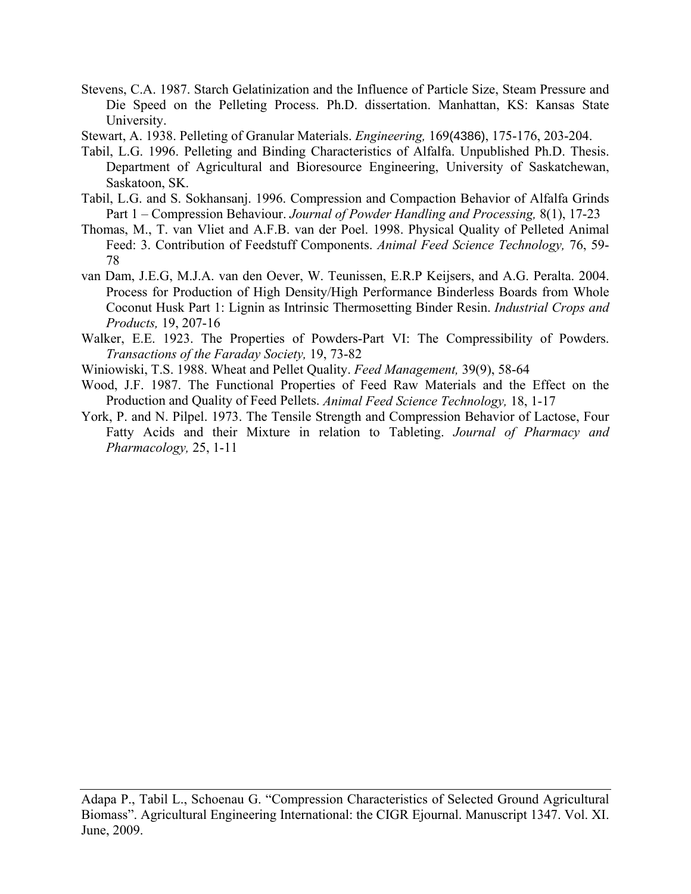Stevens, C.A. 1987. Starch Gelatinization and the Influence of Particle Size, Steam Pressure and Die Speed on the Pelleting Process. Ph.D. dissertation. Manhattan, KS: Kansas State University.

Stewart, A. 1938. Pelleting of Granular Materials. *Engineering,* 169(4386), 175-176, 203-204.

Tabil, L.G. 1996. Pelleting and Binding Characteristics of Alfalfa. Unpublished Ph.D. Thesis. Department of Agricultural and Bioresource Engineering, University of Saskatchewan, Saskatoon, SK.

Tabil, L.G. and S. Sokhansanj. 1996. Compression and Compaction Behavior of Alfalfa Grinds Part 1 – Compression Behaviour. *Journal of Powder Handling and Processing,* 8(1), 17-23

Thomas, M., T. van Vliet and A.F.B. van der Poel. 1998. Physical Quality of Pelleted Animal Feed: 3. Contribution of Feedstuff Components. *Animal Feed Science Technology,* 76, 59-78

van Dam, J.E.G, M.J.A. van den Oever, W. Teunissen, E.R.P Keijsers, and A.G. Peralta. 2004. Process for Production of High Density/High Performance Binderless Boards from Whole Coconut Husk Part 1: Lignin as Intrinsic Thermosetting Binder Resin. *Industrial Crops and Products,* 19, 207-16

Walker, E.E. 1923. The Properties of Powders-Part VI: The Compressibility of Powders. *Transactions of the Faraday Society,* 19, 73-82

Winiowiski, T.S. 1988. Wheat and Pellet Quality. *Feed Management,* 39(9), 58-64

Wood, J.F. 1987. The Functional Properties of Feed Raw Materials and the Effect on the Production and Quality of Feed Pellets. *Animal Feed Science Technology,* 18, 1-17

York, P. and N. Pilpel. 1973. The Tensile Strength and Compression Behavior of Lactose, Four Fatty Acids and their Mixture in relation to Tableting. *Journal of Pharmacy and Pharmacology,* 25, 1-11